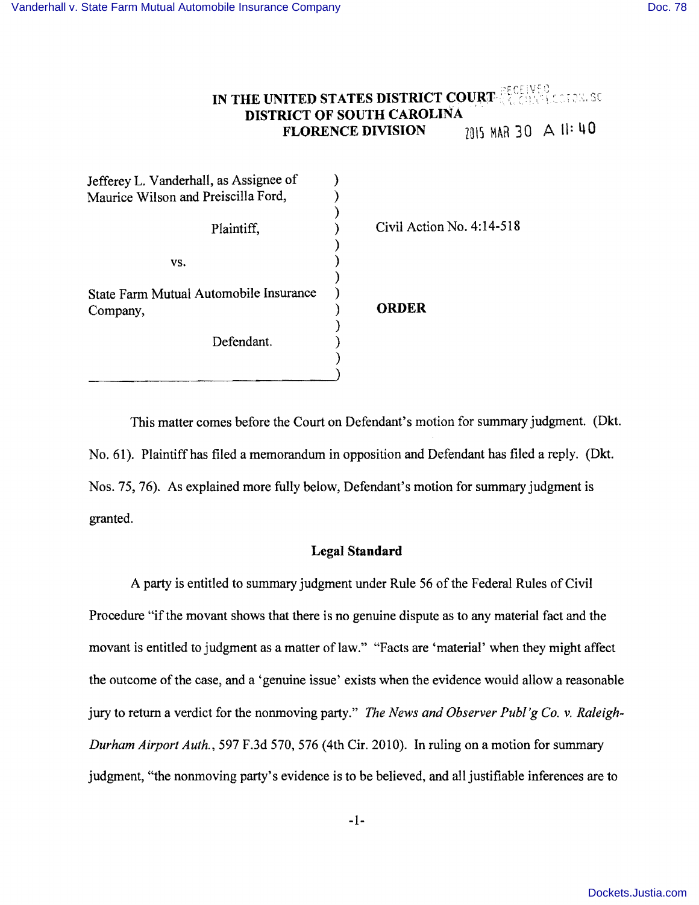# IN THE UNITED STATES DISTRICT COURT
## DISTRICT OF SOUTH CAROLINA
## FLORENCE DIVISION

2015 MAR 30 A 11:40

| | | |
|---|---|---|
| Jefferey L. Vanderhall, as Assignee of Maurice Wilson and Preiscilla Ford, | ) | |
| Plaintiff, | ) | Civil Action No. 4:14-518 |
| vs. | ) | |
| State Farm Mutual Automobile Insurance Company, | ) | **ORDER** |
| Defendant. | ) | |

This matter comes before the Court on Defendant's motion for summary judgment. (Dkt. No. 61). Plaintiff has filed a memorandum in opposition and Defendant has filed a reply. (Dkt. Nos. 75, 76). As explained more fully below, Defendant's motion for summary judgment is granted.

### Legal Standard

A party is entitled to summary judgment under Rule 56 of the Federal Rules of Civil Procedure "if the movant shows that there is no genuine dispute as to any material fact and the movant is entitled to judgment as a matter of law." "Facts are 'material' when they might affect the outcome of the case, and a 'genuine issue' exists when the evidence would allow a reasonable jury to return a verdict for the nonmoving party." *The News and Observer Publ'g Co. v. Raleigh-Durham Airport Auth.*, 597 F.3d 570, 576 (4th Cir. 2010). In ruling on a motion for summary judgment, "the nonmoving party's evidence is to be believed, and all justifiable inferences are to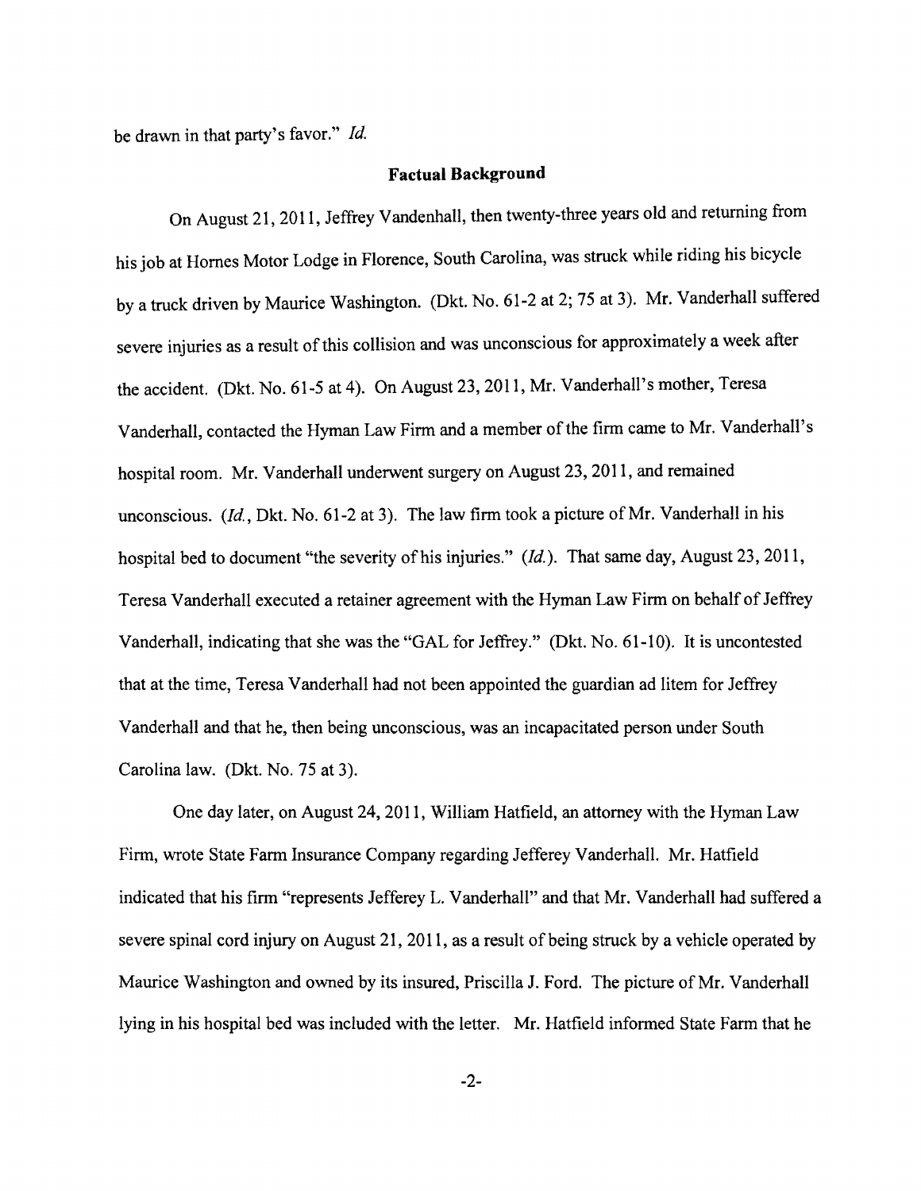be drawn in that party's favor." *Id.*

## Factual Background

On August 21, 2011, Jeffrey Vandenhall, then twenty-three years old and returning from his job at Hornes Motor Lodge in Florence, South Carolina, was struck while riding his bicycle by a truck driven by Maurice Washington. (Dkt. No. 61-2 at 2; 75 at 3). Mr. Vanderhall suffered severe injuries as a result of this collision and was unconscious for approximately a week after the accident. (Dkt. No. 61-5 at 4). On August 23, 2011, Mr. Vanderhall's mother, Teresa Vanderhall, contacted the Hyman Law Firm and a member of the firm came to Mr. Vanderhall's hospital room. Mr. Vanderhall underwent surgery on August 23, 2011, and remained unconscious. (*Id.*, Dkt. No. 61-2 at 3). The law firm took a picture of Mr. Vanderhall in his hospital bed to document "the severity of his injuries." (*Id.*). That same day, August 23, 2011, Teresa Vanderhall executed a retainer agreement with the Hyman Law Firm on behalf of Jeffrey Vanderhall, indicating that she was the "GAL for Jeffrey." (Dkt. No. 61-10). It is uncontested that at the time, Teresa Vanderhall had not been appointed the guardian ad litem for Jeffrey Vanderhall and that he, then being unconscious, was an incapacitated person under South Carolina law. (Dkt. No. 75 at 3).

One day later, on August 24, 2011, William Hatfield, an attorney with the Hyman Law Firm, wrote State Farm Insurance Company regarding Jefferey Vanderhall. Mr. Hatfield indicated that his firm "represents Jefferey L. Vanderhall" and that Mr. Vanderhall had suffered a severe spinal cord injury on August 21, 2011, as a result of being struck by a vehicle operated by Maurice Washington and owned by its insured, Priscilla J. Ford. The picture of Mr. Vanderhall lying in his hospital bed was included with the letter. Mr. Hatfield informed State Farm that he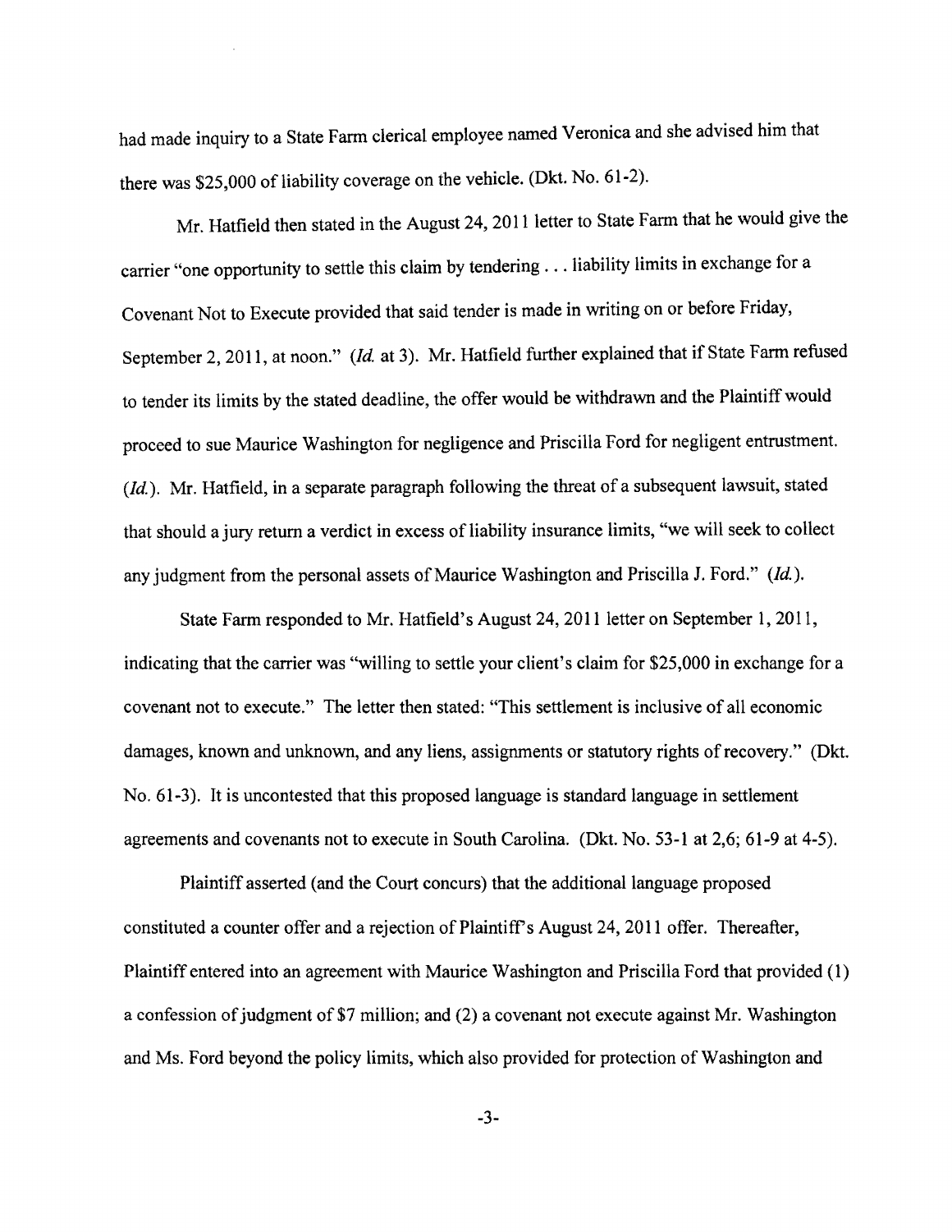had made inquiry to a State Farm clerical employee named Veronica and she advised him that there was $25,000 of liability coverage on the vehicle. (Dkt. No. 61-2).

Mr. Hatfield then stated in the August 24, 2011 letter to State Farm that he would give the carrier "one opportunity to settle this claim by tendering . . . liability limits in exchange for a Covenant Not to Execute provided that said tender is made in writing on or before Friday, September 2, 2011, at noon." (*Id.* at 3). Mr. Hatfield further explained that if State Farm refused to tender its limits by the stated deadline, the offer would be withdrawn and the Plaintiff would proceed to sue Maurice Washington for negligence and Priscilla Ford for negligent entrustment. (*Id.*). Mr. Hatfield, in a separate paragraph following the threat of a subsequent lawsuit, stated that should a jury return a verdict in excess of liability insurance limits, "we will seek to collect any judgment from the personal assets of Maurice Washington and Priscilla J. Ford." (*Id.*).

State Farm responded to Mr. Hatfield's August 24, 2011 letter on September 1, 2011, indicating that the carrier was "willing to settle your client's claim for $25,000 in exchange for a covenant not to execute." The letter then stated: "This settlement is inclusive of all economic damages, known and unknown, and any liens, assignments or statutory rights of recovery." (Dkt. No. 61-3). It is uncontested that this proposed language is standard language in settlement agreements and covenants not to execute in South Carolina. (Dkt. No. 53-1 at 2,6; 61-9 at 4-5).

Plaintiff asserted (and the Court concurs) that the additional language proposed constituted a counter offer and a rejection of Plaintiff's August 24, 2011 offer. Thereafter, Plaintiff entered into an agreement with Maurice Washington and Priscilla Ford that provided (1) a confession of judgment of $7 million; and (2) a covenant not execute against Mr. Washington and Ms. Ford beyond the policy limits, which also provided for protection of Washington and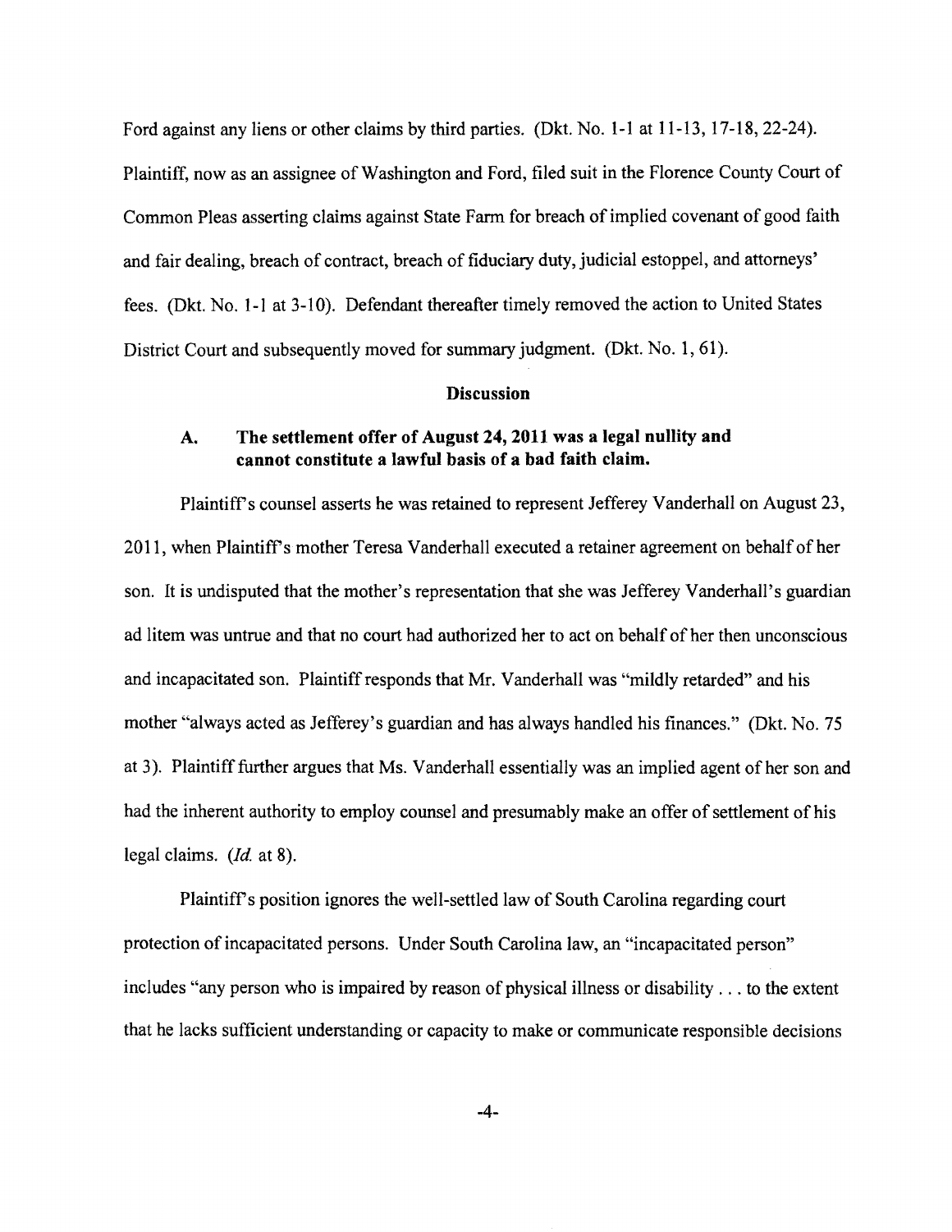Ford against any liens or other claims by third parties. (Dkt. No. 1-1 at 11-13, 17-18, 22-24). Plaintiff, now as an assignee of Washington and Ford, filed suit in the Florence County Court of Common Pleas asserting claims against State Farm for breach of implied covenant of good faith and fair dealing, breach of contract, breach of fiduciary duty, judicial estoppel, and attorneys' fees. (Dkt. No. 1-1 at 3-10). Defendant thereafter timely removed the action to United States District Court and subsequently moved for summary judgment. (Dkt. No. 1, 61).

## Discussion

### A. The settlement offer of August 24, 2011 was a legal nullity and cannot constitute a lawful basis of a bad faith claim.

Plaintiff's counsel asserts he was retained to represent Jefferey Vanderhall on August 23, 2011, when Plaintiff's mother Teresa Vanderhall executed a retainer agreement on behalf of her son. It is undisputed that the mother's representation that she was Jefferey Vanderhall's guardian ad litem was untrue and that no court had authorized her to act on behalf of her then unconscious and incapacitated son. Plaintiff responds that Mr. Vanderhall was "mildly retarded" and his mother "always acted as Jefferey's guardian and has always handled his finances." (Dkt. No. 75 at 3). Plaintiff further argues that Ms. Vanderhall essentially was an implied agent of her son and had the inherent authority to employ counsel and presumably make an offer of settlement of his legal claims. (*Id.* at 8).

Plaintiff's position ignores the well-settled law of South Carolina regarding court protection of incapacitated persons. Under South Carolina law, an "incapacitated person" includes "any person who is impaired by reason of physical illness or disability . . . to the extent that he lacks sufficient understanding or capacity to make or communicate responsible decisions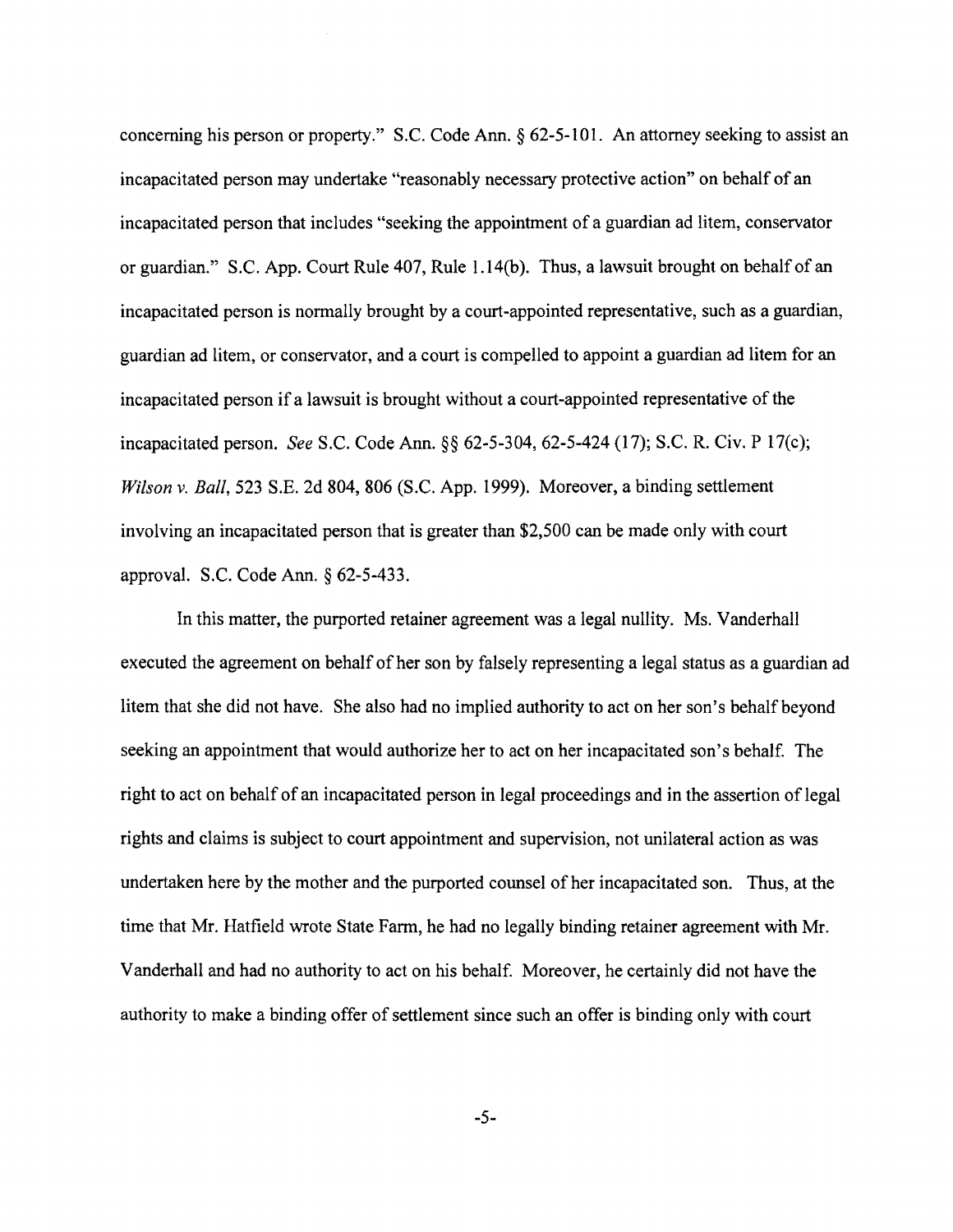concerning his person or property." S.C. Code Ann. § 62-5-101. An attorney seeking to assist an incapacitated person may undertake "reasonably necessary protective action" on behalf of an incapacitated person that includes "seeking the appointment of a guardian ad litem, conservator or guardian." S.C. App. Court Rule 407, Rule 1.14(b). Thus, a lawsuit brought on behalf of an incapacitated person is normally brought by a court-appointed representative, such as a guardian, guardian ad litem, or conservator, and a court is compelled to appoint a guardian ad litem for an incapacitated person if a lawsuit is brought without a court-appointed representative of the incapacitated person. *See* S.C. Code Ann. §§ 62-5-304, 62-5-424 (17); S.C. R. Civ. P 17(c); *Wilson v. Ball*, 523 S.E. 2d 804, 806 (S.C. App. 1999). Moreover, a binding settlement involving an incapacitated person that is greater than $2,500 can be made only with court approval. S.C. Code Ann. § 62-5-433.

In this matter, the purported retainer agreement was a legal nullity. Ms. Vanderhall executed the agreement on behalf of her son by falsely representing a legal status as a guardian ad litem that she did not have. She also had no implied authority to act on her son's behalf beyond seeking an appointment that would authorize her to act on her incapacitated son's behalf. The right to act on behalf of an incapacitated person in legal proceedings and in the assertion of legal rights and claims is subject to court appointment and supervision, not unilateral action as was undertaken here by the mother and the purported counsel of her incapacitated son. Thus, at the time that Mr. Hatfield wrote State Farm, he had no legally binding retainer agreement with Mr. Vanderhall and had no authority to act on his behalf. Moreover, he certainly did not have the authority to make a binding offer of settlement since such an offer is binding only with court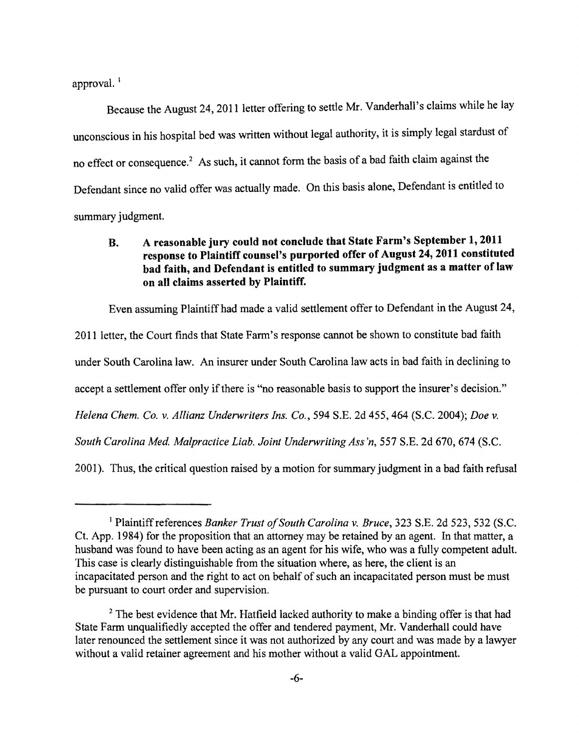approval. [1]

Because the August 24, 2011 letter offering to settle Mr. Vanderhall's claims while he lay unconscious in his hospital bed was written without legal authority, it is simply legal stardust of no effect or consequence.[2] As such, it cannot form the basis of a bad faith claim against the Defendant since no valid offer was actually made. On this basis alone, Defendant is entitled to summary judgment.

**B. A reasonable jury could not conclude that State Farm's September 1, 2011 response to Plaintiff counsel's purported offer of August 24, 2011 constituted bad faith, and Defendant is entitled to summary judgment as a matter of law on all claims asserted by Plaintiff.**

Even assuming Plaintiff had made a valid settlement offer to Defendant in the August 24, 2011 letter, the Court finds that State Farm's response cannot be shown to constitute bad faith under South Carolina law. An insurer under South Carolina law acts in bad faith in declining to accept a settlement offer only if there is "no reasonable basis to support the insurer's decision." *Helena Chem. Co. v. Allianz Underwriters Ins. Co.*, 594 S.E. 2d 455, 464 (S.C. 2004); *Doe v. South Carolina Med. Malpractice Liab. Joint Underwriting Ass'n*, 557 S.E. 2d 670, 674 (S.C. 2001). Thus, the critical question raised by a motion for summary judgment in a bad faith refusal

---

[1] Plaintiff references *Banker Trust of South Carolina v. Bruce*, 323 S.E. 2d 523, 532 (S.C. Ct. App. 1984) for the proposition that an attorney may be retained by an agent. In that matter, a husband was found to have been acting as an agent for his wife, who was a fully competent adult. This case is clearly distinguishable from the situation where, as here, the client is an incapacitated person and the right to act on behalf of such an incapacitated person must be must be pursuant to court order and supervision.

[2] The best evidence that Mr. Hatfield lacked authority to make a binding offer is that had State Farm unqualifiedly accepted the offer and tendered payment, Mr. Vanderhall could have later renounced the settlement since it was not authorized by any court and was made by a lawyer without a valid retainer agreement and his mother without a valid GAL appointment.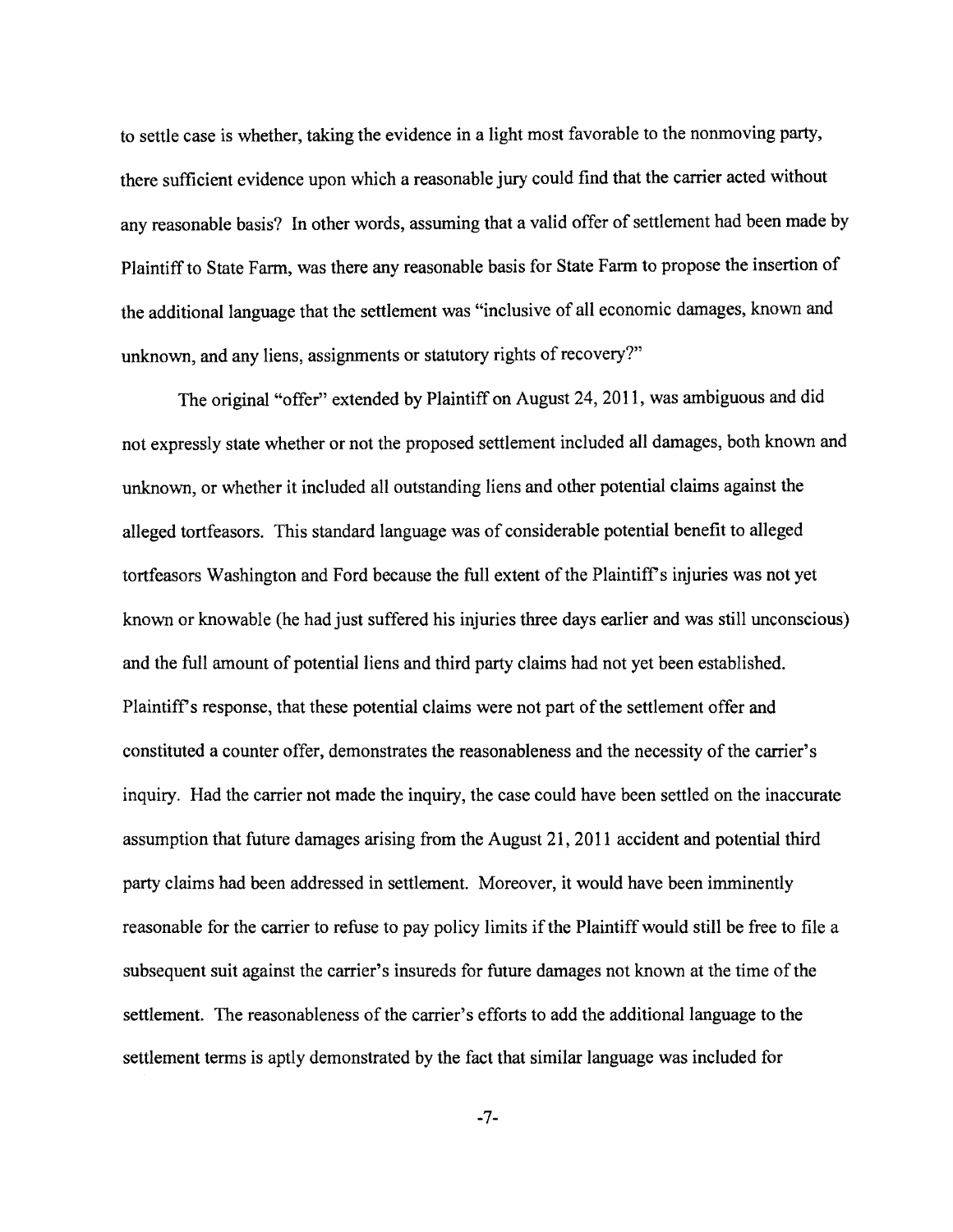to settle case is whether, taking the evidence in a light most favorable to the nonmoving party, there sufficient evidence upon which a reasonable jury could find that the carrier acted without any reasonable basis? In other words, assuming that a valid offer of settlement had been made by Plaintiff to State Farm, was there any reasonable basis for State Farm to propose the insertion of the additional language that the settlement was "inclusive of all economic damages, known and unknown, and any liens, assignments or statutory rights of recovery?"

The original "offer" extended by Plaintiff on August 24, 2011, was ambiguous and did not expressly state whether or not the proposed settlement included all damages, both known and unknown, or whether it included all outstanding liens and other potential claims against the alleged tortfeasors. This standard language was of considerable potential benefit to alleged tortfeasors Washington and Ford because the full extent of the Plaintiff's injuries was not yet known or knowable (he had just suffered his injuries three days earlier and was still unconscious) and the full amount of potential liens and third party claims had not yet been established. Plaintiff's response, that these potential claims were not part of the settlement offer and constituted a counter offer, demonstrates the reasonableness and the necessity of the carrier's inquiry. Had the carrier not made the inquiry, the case could have been settled on the inaccurate assumption that future damages arising from the August 21, 2011 accident and potential third party claims had been addressed in settlement. Moreover, it would have been imminently reasonable for the carrier to refuse to pay policy limits if the Plaintiff would still be free to file a subsequent suit against the carrier's insureds for future damages not known at the time of the settlement. The reasonableness of the carrier's efforts to add the additional language to the settlement terms is aptly demonstrated by the fact that similar language was included for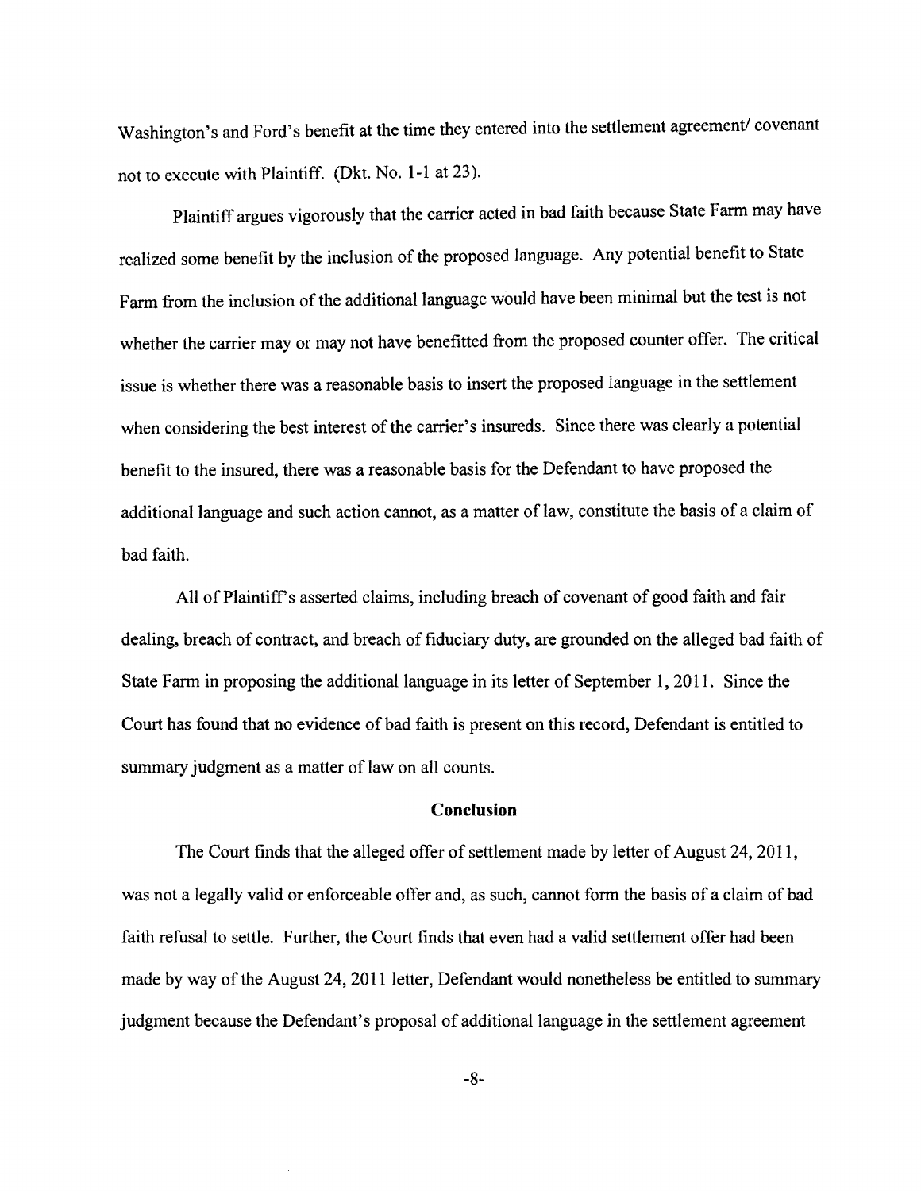Washington's and Ford's benefit at the time they entered into the settlement agreement/ covenant not to execute with Plaintiff. (Dkt. No. 1-1 at 23).

Plaintiff argues vigorously that the carrier acted in bad faith because State Farm may have realized some benefit by the inclusion of the proposed language. Any potential benefit to State Farm from the inclusion of the additional language would have been minimal but the test is not whether the carrier may or may not have benefitted from the proposed counter offer. The critical issue is whether there was a reasonable basis to insert the proposed language in the settlement when considering the best interest of the carrier's insureds. Since there was clearly a potential benefit to the insured, there was a reasonable basis for the Defendant to have proposed the additional language and such action cannot, as a matter of law, constitute the basis of a claim of bad faith.

All of Plaintiff's asserted claims, including breach of covenant of good faith and fair dealing, breach of contract, and breach of fiduciary duty, are grounded on the alleged bad faith of State Farm in proposing the additional language in its letter of September 1, 2011. Since the Court has found that no evidence of bad faith is present on this record, Defendant is entitled to summary judgment as a matter of law on all counts.

## Conclusion

The Court finds that the alleged offer of settlement made by letter of August 24, 2011, was not a legally valid or enforceable offer and, as such, cannot form the basis of a claim of bad faith refusal to settle. Further, the Court finds that even had a valid settlement offer had been made by way of the August 24, 2011 letter, Defendant would nonetheless be entitled to summary judgment because the Defendant's proposal of additional language in the settlement agreement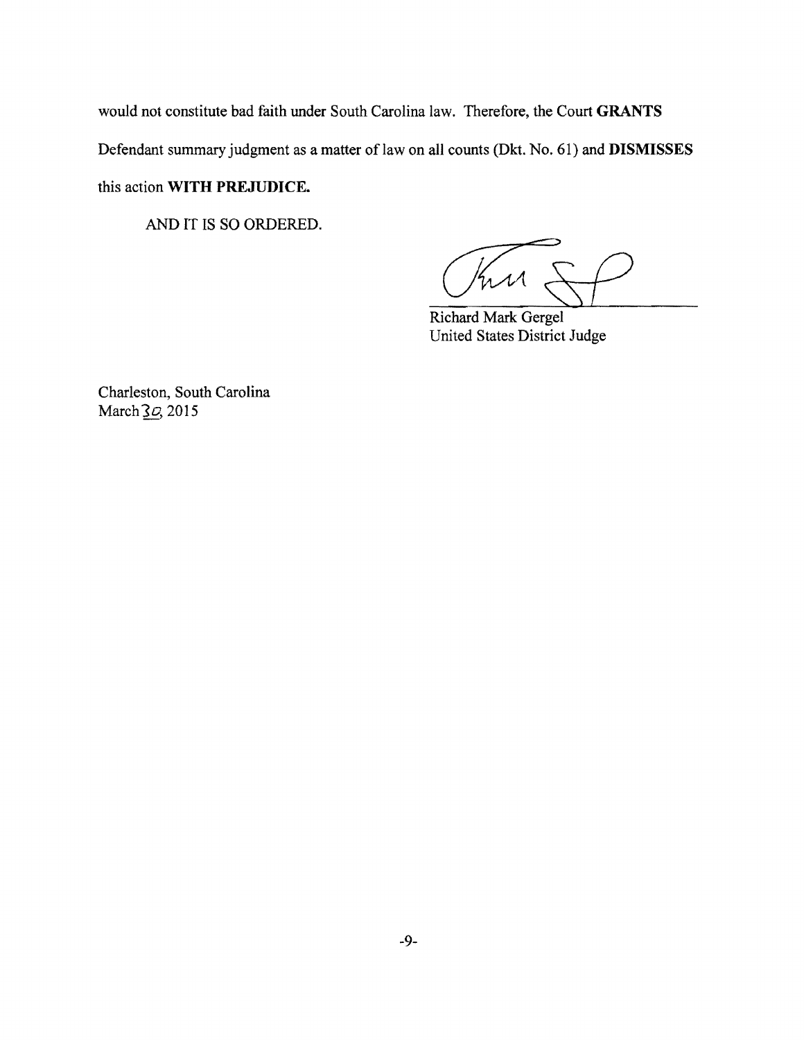would not constitute bad faith under South Carolina law. Therefore, the Court **GRANTS** Defendant summary judgment as a matter of law on all counts (Dkt. No. 61) and **DISMISSES** this action **WITH PREJUDICE.**

AND IT IS SO ORDERED.

Richard Mark Gergel
United States District Judge

Charleston, South Carolina
March 30, 2015